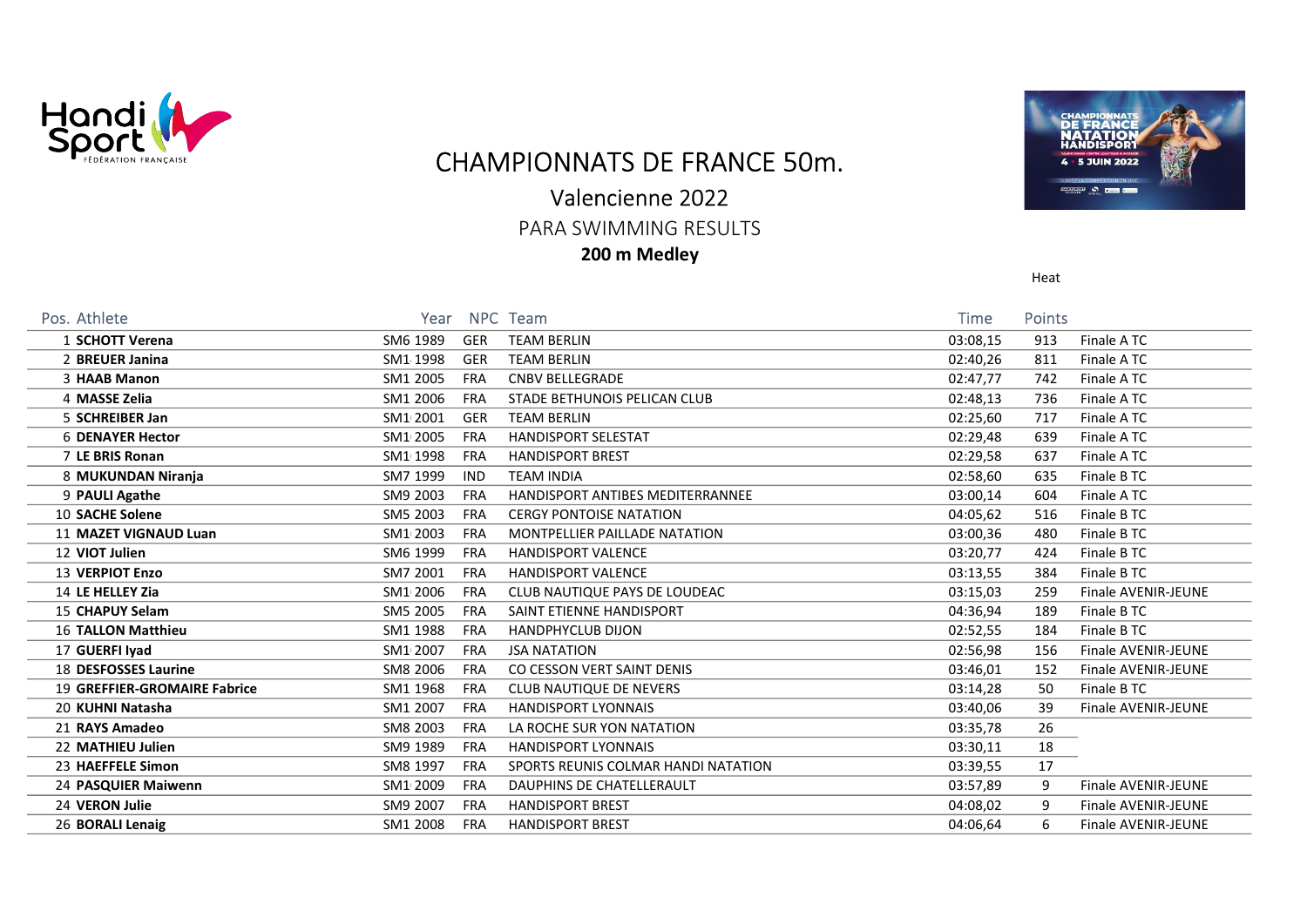# CHAMPIONNATS DE FRANCE 50m.

## Valencienne 2022

### PARA SWIMMING RESULTS

**200 m Medley**

Heat

| Pos. | Athlete | | Year | NPC | Team | Time | Points | |
|---|---|---|---|---|---|---|---|---|
| 1 | **SCHOTT Verena** | SM6 | 1989 | GER | TEAM BERLIN | 03:08,15 | 913 | Finale A TC |
| 2 | **BREUER Janina** | SM1 | 1998 | GER | TEAM BERLIN | 02:40,26 | 811 | Finale A TC |
| 3 | **HAAB Manon** | SM1 | 2005 | FRA | CNBV BELLEGRADE | 02:47,77 | 742 | Finale A TC |
| 4 | **MASSE Zelia** | SM1 | 2006 | FRA | STADE BETHUNOIS PELICAN CLUB | 02:48,13 | 736 | Finale A TC |
| 5 | **SCHREIBER Jan** | SM1 | 2001 | GER | TEAM BERLIN | 02:25,60 | 717 | Finale A TC |
| 6 | **DENAYER Hector** | SM1 | 2005 | FRA | HANDISPORT SELESTAT | 02:29,48 | 639 | Finale A TC |
| 7 | **LE BRIS Ronan** | SM1 | 1998 | FRA | HANDISPORT BREST | 02:29,58 | 637 | Finale A TC |
| 8 | **MUKUNDAN Niranja** | SM7 | 1999 | IND | TEAM INDIA | 02:58,60 | 635 | Finale B TC |
| 9 | **PAULI Agathe** | SM9 | 2003 | FRA | HANDISPORT ANTIBES MEDITERRANNEE | 03:00,14 | 604 | Finale A TC |
| 10 | **SACHE Solene** | SM5 | 2003 | FRA | CERGY PONTOISE NATATION | 04:05,62 | 516 | Finale B TC |
| 11 | **MAZET VIGNAUD Luan** | SM1 | 2003 | FRA | MONTPELLIER PAILLADE NATATION | 03:00,36 | 480 | Finale B TC |
| 12 | **VIOT Julien** | SM6 | 1999 | FRA | HANDISPORT VALENCE | 03:20,77 | 424 | Finale B TC |
| 13 | **VERPIOT Enzo** | SM7 | 2001 | FRA | HANDISPORT VALENCE | 03:13,55 | 384 | Finale B TC |
| 14 | **LE HELLEY Zia** | SM1 | 2006 | FRA | CLUB NAUTIQUE PAYS DE LOUDEAC | 03:15,03 | 259 | Finale AVENIR-JEUNE |
| 15 | **CHAPUY Selam** | SM5 | 2005 | FRA | SAINT ETIENNE HANDISPORT | 04:36,94 | 189 | Finale B TC |
| 16 | **TALLON Matthieu** | SM1 | 1988 | FRA | HANDPHYCLUB DIJON | 02:52,55 | 184 | Finale B TC |
| 17 | **GUERFI Iyad** | SM1 | 2007 | FRA | JSA NATATION | 02:56,98 | 156 | Finale AVENIR-JEUNE |
| 18 | **DESFOSSES Laurine** | SM8 | 2006 | FRA | CO CESSON VERT SAINT DENIS | 03:46,01 | 152 | Finale AVENIR-JEUNE |
| 19 | **GREFFIER-GROMAIRE Fabrice** | SM1 | 1968 | FRA | CLUB NAUTIQUE DE NEVERS | 03:14,28 | 50 | Finale B TC |
| 20 | **KUHNI Natasha** | SM1 | 2007 | FRA | HANDISPORT LYONNAIS | 03:40,06 | 39 | Finale AVENIR-JEUNE |
| 21 | **RAYS Amadeo** | SM8 | 2003 | FRA | LA ROCHE SUR YON NATATION | 03:35,78 | 26 | |
| 22 | **MATHIEU Julien** | SM9 | 1989 | FRA | HANDISPORT LYONNAIS | 03:30,11 | 18 | |
| 23 | **HAEFFELE Simon** | SM8 | 1997 | FRA | SPORTS REUNIS COLMAR HANDI NATATION | 03:39,55 | 17 | |
| 24 | **PASQUIER Maiwenn** | SM1 | 2009 | FRA | DAUPHINS DE CHATELLERAULT | 03:57,89 | 9 | Finale AVENIR-JEUNE |
| 24 | **VERON Julie** | SM9 | 2007 | FRA | HANDISPORT BREST | 04:08,02 | 9 | Finale AVENIR-JEUNE |
| 26 | **BORALI Lenaig** | SM1 | 2008 | FRA | HANDISPORT BREST | 04:06,64 | 6 | Finale AVENIR-JEUNE |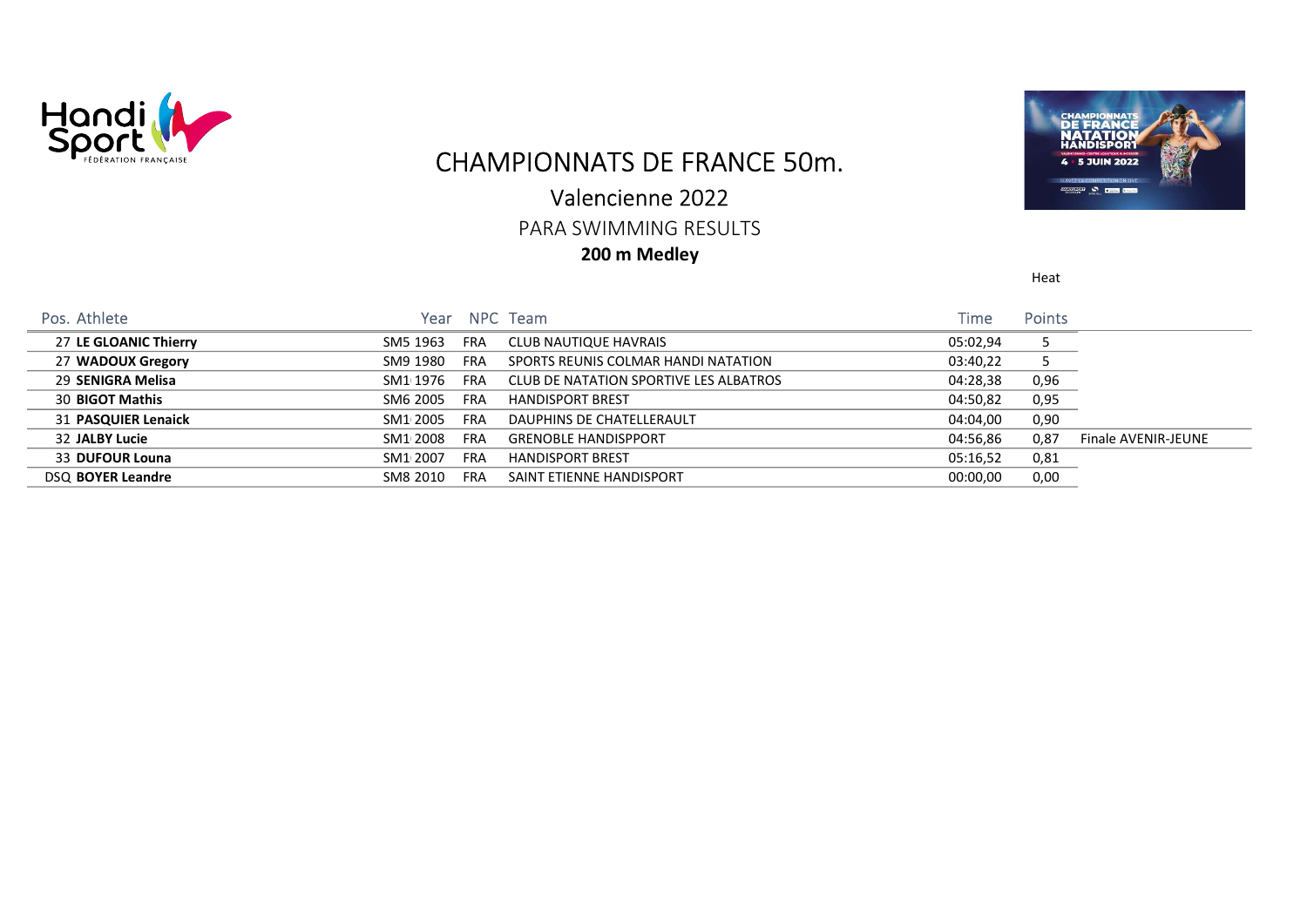# CHAMPIONNATS DE FRANCE 50m.

## Valencienne 2022

### PARA SWIMMING RESULTS

**200 m Medley**

Heat

| Pos. | Athlete | | Year | NPC | Team | Time | Points | |
|---|---|---|---|---|---|---|---|---|
| 27 | **LE GLOANIC Thierry** | SM5 | 1963 | FRA | CLUB NAUTIQUE HAVRAIS | 05:02,94 | 5 | |
| 27 | **WADOUX Gregory** | SM9 | 1980 | FRA | SPORTS REUNIS COLMAR HANDI NATATION | 03:40,22 | 5 | |
| 29 | **SENIGRA Melisa** | SM1 | 1976 | FRA | CLUB DE NATATION SPORTIVE LES ALBATROS | 04:28,38 | 0,96 | |
| 30 | **BIGOT Mathis** | SM6 | 2005 | FRA | HANDISPORT BREST | 04:50,82 | 0,95 | |
| 31 | **PASQUIER Lenaick** | SM1 | 2005 | FRA | DAUPHINS DE CHATELLERAULT | 04:04,00 | 0,90 | |
| 32 | **JALBY Lucie** | SM1 | 2008 | FRA | GRENOBLE HANDISPPORT | 04:56,86 | 0,87 | Finale AVENIR-JEUNE |
| 33 | **DUFOUR Louna** | SM1 | 2007 | FRA | HANDISPORT BREST | 05:16,52 | 0,81 | |
| DSQ | **BOYER Leandre** | SM8 | 2010 | FRA | SAINT ETIENNE HANDISPORT | 00:00,00 | 0,00 | |